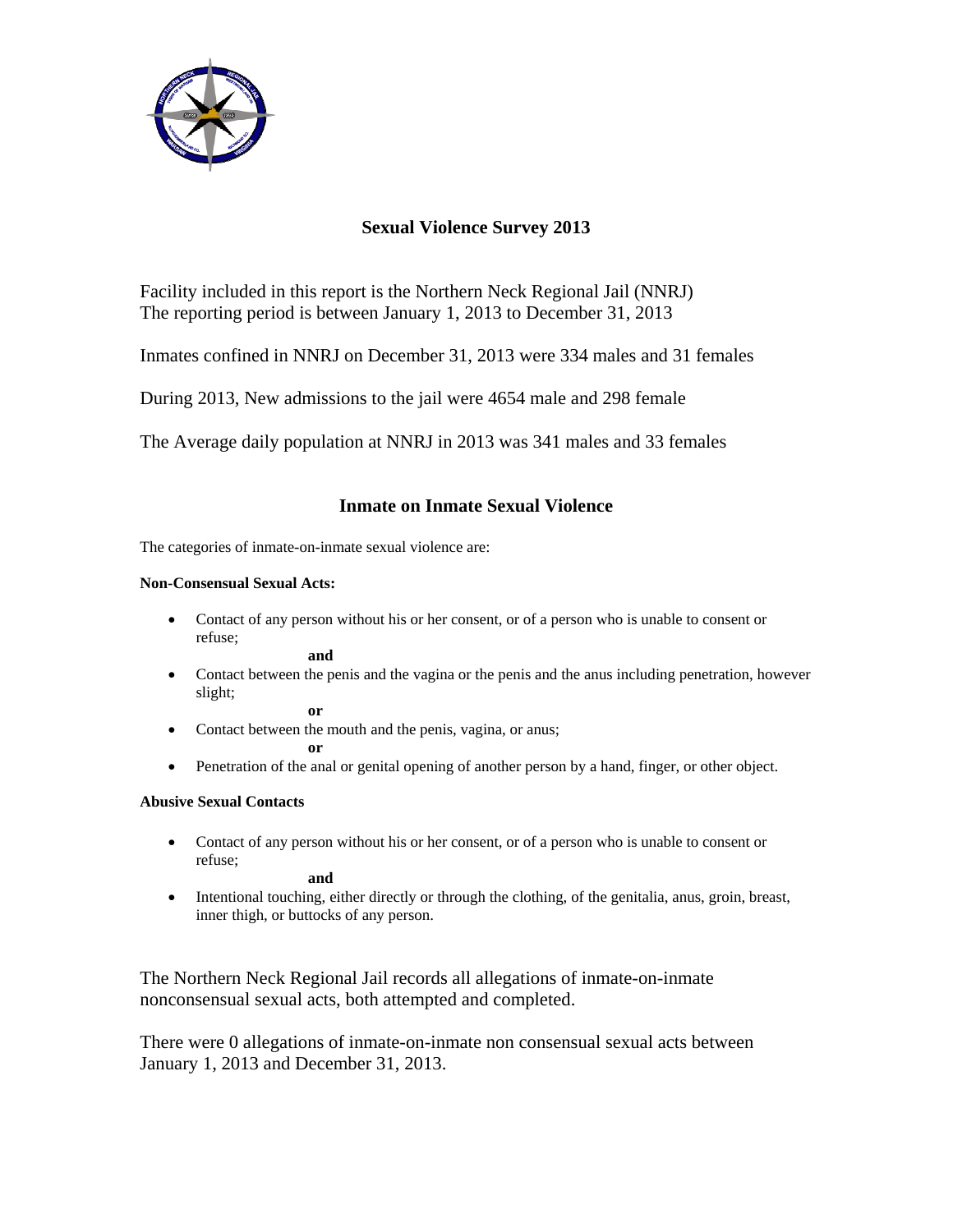# Sexual Violence Survey 2013

Facility included in this report is the Northern Neck Regional Jail (NNRJ)
The reporting period is between January 1, 2013 to December 31, 2013

Inmates confined in NNRJ on December 31, 2013 were 334 males and 31 females

During 2013, New admissions to the jail were 4654 male and 298 female

The Average daily population at NNRJ in 2013 was 341 males and 33 females

## Inmate on Inmate Sexual Violence

The categories of inmate-on-inmate sexual violence are:

**Non-Consensual Sexual Acts:**

- Contact of any person without his or her consent, or of a person who is unable to consent or refuse;

  **and**

- Contact between the penis and the vagina or the penis and the anus including penetration, however slight;

  **or**

- Contact between the mouth and the penis, vagina, or anus;

  **or**

- Penetration of the anal or genital opening of another person by a hand, finger, or other object.

**Abusive Sexual Contacts**

- Contact of any person without his or her consent, or of a person who is unable to consent or refuse;

  **and**

- Intentional touching, either directly or through the clothing, of the genitalia, anus, groin, breast, inner thigh, or buttocks of any person.

The Northern Neck Regional Jail records all allegations of inmate-on-inmate nonconsensual sexual acts, both attempted and completed.

There were 0 allegations of inmate-on-inmate non consensual sexual acts between January 1, 2013 and December 31, 2013.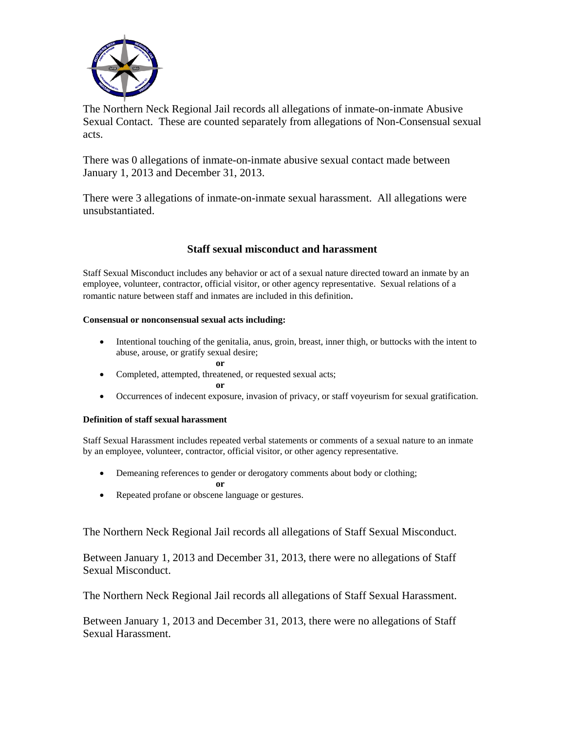The Northern Neck Regional Jail records all allegations of inmate-on-inmate Abusive Sexual Contact. These are counted separately from allegations of Non-Consensual sexual acts.

There was 0 allegations of inmate-on-inmate abusive sexual contact made between January 1, 2013 and December 31, 2013.

There were 3 allegations of inmate-on-inmate sexual harassment. All allegations were unsubstantiated.

## Staff sexual misconduct and harassment

Staff Sexual Misconduct includes any behavior or act of a sexual nature directed toward an inmate by an employee, volunteer, contractor, official visitor, or other agency representative. Sexual relations of a romantic nature between staff and inmates are included in this definition.

**Consensual or nonconsensual sexual acts including:**

- Intentional touching of the genitalia, anus, groin, breast, inner thigh, or buttocks with the intent to abuse, arouse, or gratify sexual desire;

  **or**
- Completed, attempted, threatened, or requested sexual acts;

  **or**
- Occurrences of indecent exposure, invasion of privacy, or staff voyeurism for sexual gratification.

**Definition of staff sexual harassment**

Staff Sexual Harassment includes repeated verbal statements or comments of a sexual nature to an inmate by an employee, volunteer, contractor, official visitor, or other agency representative.

- Demeaning references to gender or derogatory comments about body or clothing;

  **or**
- Repeated profane or obscene language or gestures.

The Northern Neck Regional Jail records all allegations of Staff Sexual Misconduct.

Between January 1, 2013 and December 31, 2013, there were no allegations of Staff Sexual Misconduct.

The Northern Neck Regional Jail records all allegations of Staff Sexual Harassment.

Between January 1, 2013 and December 31, 2013, there were no allegations of Staff Sexual Harassment.